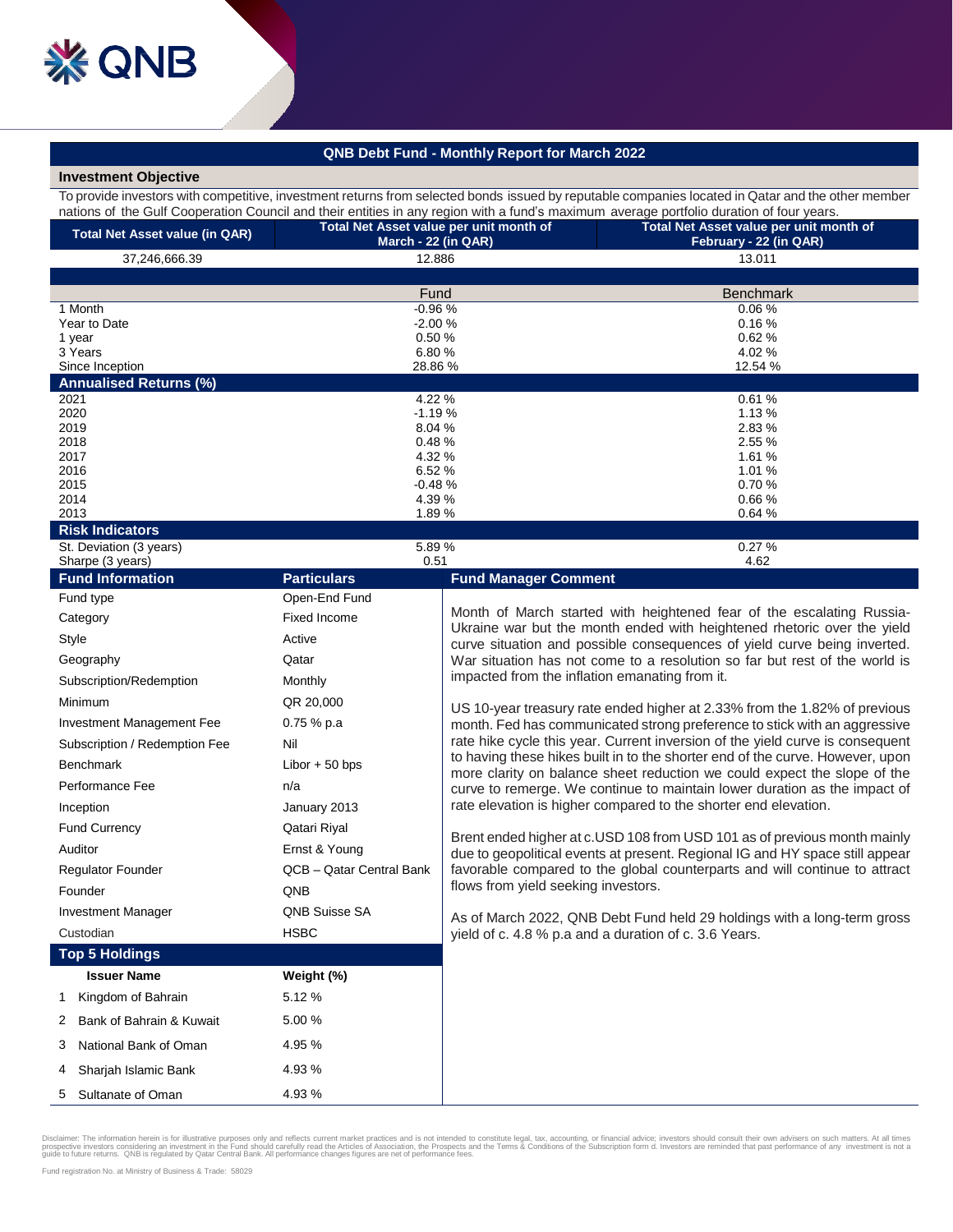# QNB Debt Fund - Monthly Report for March 2022

## Investment Objective

To provide investors with competitive, investment returns from selected bonds issued by reputable companies located in Qatar and the other member nations of the Gulf Cooperation Council and their entities in any region with a fund's maximum average portfolio duration of four years.

| Total Net Asset value (in QAR) | Total Net Asset value per unit month of March - 22 (in QAR) | Total Net Asset value per unit month of February - 22 (in QAR) |
|---|---|---|
| 37,246,666.39 | 12.886 | 13.011 |

| | Fund | Benchmark |
|---|---|---|
| 1 Month | -0.96 % | 0.06 % |
| Year to Date | -2.00 % | 0.16 % |
| 1 year | 0.50 % | 0.62 % |
| 3 Years | 6.80 % | 4.02 % |
| Since Inception | 28.86 % | 12.54 % |
| **Annualised Returns (%)** | | |
| 2021 | 4.22 % | 0.61 % |
| 2020 | -1.19 % | 1.13 % |
| 2019 | 8.04 % | 2.83 % |
| 2018 | 0.48 % | 2.55 % |
| 2017 | 4.32 % | 1.61 % |
| 2016 | 6.52 % | 1.01 % |
| 2015 | -0.48 % | 0.70 % |
| 2014 | 4.39 % | 0.66 % |
| 2013 | 1.89 % | 0.64 % |
| **Risk Indicators** | | |
| St. Deviation (3 years) | 5.89 % | 0.27 % |
| Sharpe (3 years) | 0.51 | 4.62 |

## Fund Information

| Fund Information | Particulars |
|---|---|
| Fund type | Open-End Fund |
| Category | Fixed Income |
| Style | Active |
| Geography | Qatar |
| Subscription/Redemption | Monthly |
| Minimum | QR 20,000 |
| Investment Management Fee | 0.75 % p.a |
| Subscription / Redemption Fee | Nil |
| Benchmark | Libor + 50 bps |
| Performance Fee | n/a |
| Inception | January 2013 |
| Fund Currency | Qatari Riyal |
| Auditor | Ernst & Young |
| Regulator Founder | QCB – Qatar Central Bank |
| Founder | QNB |
| Investment Manager | QNB Suisse SA |
| Custodian | HSBC |

## Top 5 Holdings

| | Issuer Name | Weight (%) |
|---|---|---|
| 1 | Kingdom of Bahrain | 5.12 % |
| 2 | Bank of Bahrain & Kuwait | 5.00 % |
| 3 | National Bank of Oman | 4.95 % |
| 4 | Sharjah Islamic Bank | 4.93 % |
| 5 | Sultanate of Oman | 4.93 % |

## Fund Manager Comment

Month of March started with heightened fear of the escalating Russia-Ukraine war but the month ended with heightened rhetoric over the yield curve situation and possible consequences of yield curve being inverted. War situation has not come to a resolution so far but rest of the world is impacted from the inflation emanating from it.

US 10-year treasury rate ended higher at 2.33% from the 1.82% of previous month. Fed has communicated strong preference to stick with an aggressive rate hike cycle this year. Current inversion of the yield curve is consequent to having these hikes built in to the shorter end of the curve. However, upon more clarity on balance sheet reduction we could expect the slope of the curve to remerge. We continue to maintain lower duration as the impact of rate elevation is higher compared to the shorter end elevation.

Brent ended higher at c.USD 108 from USD 101 as of previous month mainly due to geopolitical events at present. Regional IG and HY space still appear favorable compared to the global counterparts and will continue to attract flows from yield seeking investors.

As of March 2022, QNB Debt Fund held 29 holdings with a long-term gross yield of c. 4.8 % p.a and a duration of c. 3.6 Years.

Disclaimer: The information herein is for illustrative purposes only and reflects current market practices and is not intended to constitute legal, tax, accounting, or financial advice; investors should consult their own advisers on such matters. At all times prospective investors considering an investment in the Fund should carefully read the Articles of Association, the Prospects and the Terms & Conditions of the Subscription form d. Investors are reminded that past performance of any investment is not a guide to future returns. QNB is regulated by Qatar Central Bank. All performance changes figures are net of performance fees.

Fund registration No. at Ministry of Business & Trade: 58029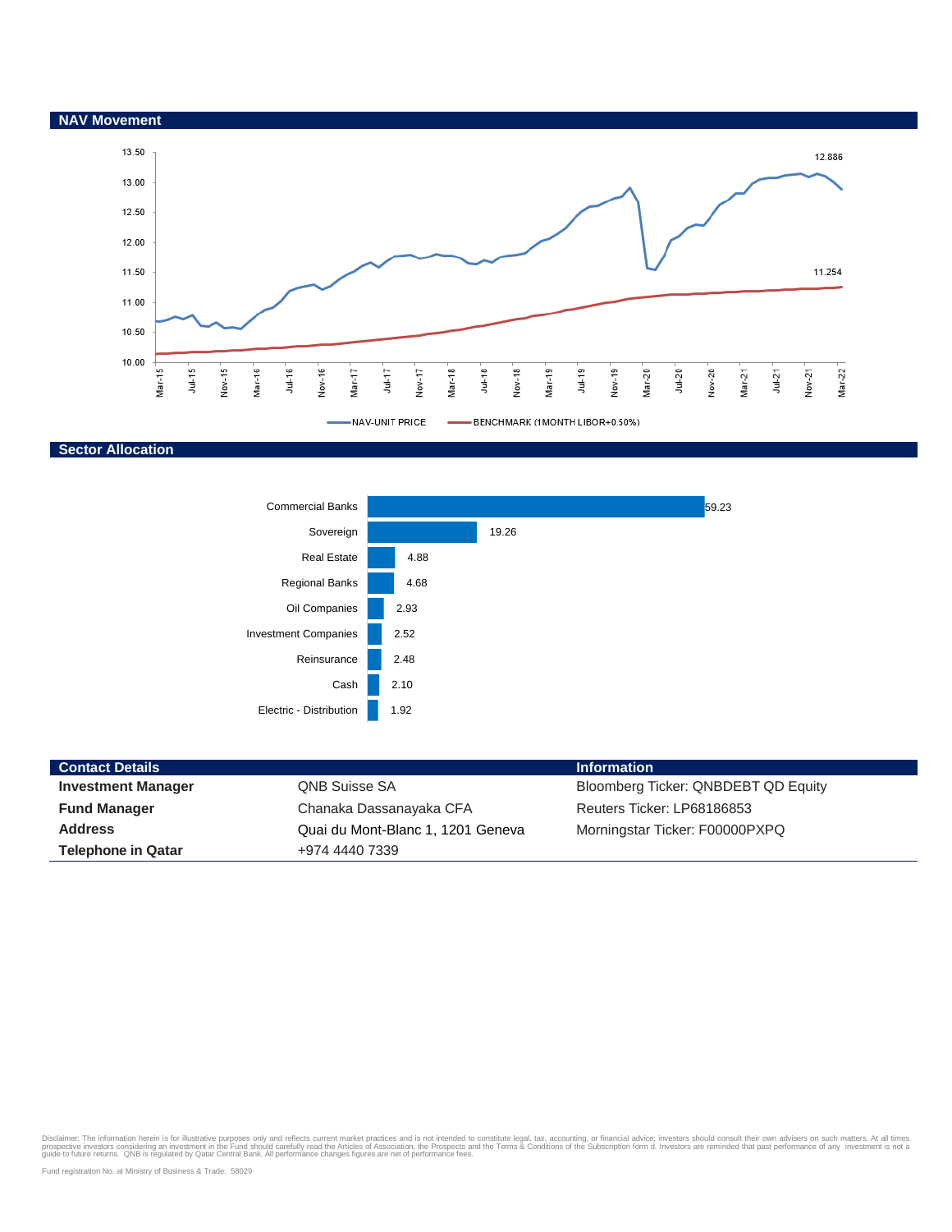## NAV Movement

13.50
13.00
12.50
12.00
11.50
11.00
10.50
10.00

Mar-15 Jul-15 Nov-15 Mar-16 Jul-16 Nov-16 Mar-17 Jul-17 Nov-17 Mar-18 Jul-18 Nov-18 Mar-19 Jul-19 Nov-19 Mar-20 Jul-20 Nov-20 Mar-21 Jul-21 Nov-21 Mar-22

12.886

11.254

NAV-UNIT PRICE

BENCHMARK (1MONTH LIBOR+0.50%)

## Sector Allocation

Commercial Banks 59.23

Sovereign 19.26

Real Estate 4.88

Regional Banks 4.68

Oil Companies 2.93

Investment Companies 2.52

Reinsurance 2.48

Cash 2.10

Electric - Distribution 1.92

| Contact Details | | Information |
|---|---|---|
| **Investment Manager** | QNB Suisse SA | Bloomberg Ticker: QNBDEBT QD Equity |
| **Fund Manager** | Chanaka Dassanayaka CFA | Reuters Ticker: LP68186853 |
| **Address** | Quai du Mont-Blanc 1, 1201 Geneva | Morningstar Ticker: F00000PXPQ |
| **Telephone in Qatar** | +974 4440 7339 | |

Disclaimer: The information herein is for illustrative purposes only and reflects current market practices and is not intended to constitute legal, tax, accounting, or financial advice; investors should consult their own advisers on such matters. At all times prospective investors considering an investment in the Fund should carefully read the Articles of Association, the Prospects and the Terms & Conditions of the Subscription form d. Investors are reminded that past performance of any investment is not a guide to future returns. QNB is regulated by Qatar Central Bank. All performance changes figures are net of performance fees.

Fund registration No. at Ministry of Business & Trade: 58029